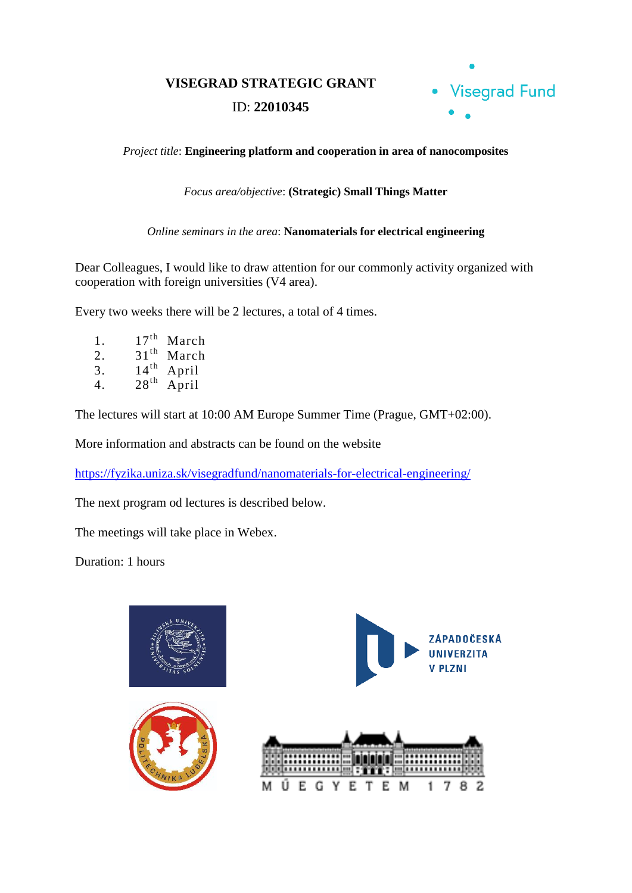**VISEGRAD STRATEGIC GRANT**

ID: **22010345**

Visegrad Fund

*Project title*: **Engineering platform and cooperation in area of nanocomposites**

*Focus area/objective*: **(Strategic) Small Things Matter**

*Online seminars in the area*: **Nanomaterials for electrical engineering**

Dear Colleagues, I would like to draw attention for our commonly activity organized with cooperation with foreign universities (V4 area).

Every two weeks there will be 2 lectures, a total of 4 times.

1. 17th March
2. 31th March
3. 14th April
4. 28th April

The lectures will start at 10:00 AM Europe Summer Time (Prague, GMT+02:00).

More information and abstracts can be found on the website

https://fyzika.uniza.sk/visegradfund/nanomaterials-for-electrical-engineering/

The next program od lectures is described below.

The meetings will take place in Webex.

Duration: 1 hours

ZÁPADOČESKÁ UNIVERZITA V PLZNI

POLITECHNIKA LUBELSKA

MŰEGYETEM 1782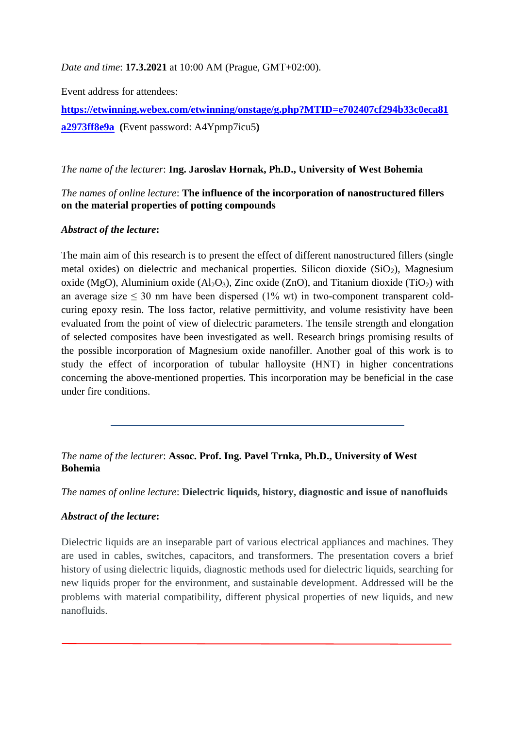*Date and time*: **17.3.2021** at 10:00 AM (Prague, GMT+02:00).

Event address for attendees:

**https://etwinning.webex.com/etwinning/onstage/g.php?MTID=e702407cf294b33c0eca81a2973ff8e9a** **(**Event password: A4Ypmp7icu5**)**

*The name of the lecturer*: **Ing. Jaroslav Hornak, Ph.D., University of West Bohemia**

*The names of online lecture*: **The influence of the incorporation of nanostructured fillers on the material properties of potting compounds**

***Abstract of the lecture*:**

The main aim of this research is to present the effect of different nanostructured fillers (single metal oxides) on dielectric and mechanical properties. Silicon dioxide ($SiO_2$), Magnesium oxide (MgO), Aluminium oxide ($Al_2O_3$), Zinc oxide (ZnO), and Titanium dioxide ($TiO_2$) with an average size $\leq$ 30 nm have been dispersed (1% wt) in two-component transparent cold-curing epoxy resin. The loss factor, relative permittivity, and volume resistivity have been evaluated from the point of view of dielectric parameters. The tensile strength and elongation of selected composites have been investigated as well. Research brings promising results of the possible incorporation of Magnesium oxide nanofiller. Another goal of this work is to study the effect of incorporation of tubular halloysite (HNT) in higher concentrations concerning the above-mentioned properties. This incorporation may be beneficial in the case under fire conditions.

---

*The name of the lecturer*: **Assoc. Prof. Ing. Pavel Trnka, Ph.D., University of West Bohemia**

*The names of online lecture*: **Dielectric liquids, history, diagnostic and issue of nanofluids**

***Abstract of the lecture*:**

Dielectric liquids are an inseparable part of various electrical appliances and machines. They are used in cables, switches, capacitors, and transformers. The presentation covers a brief history of using dielectric liquids, diagnostic methods used for dielectric liquids, searching for new liquids proper for the environment, and sustainable development. Addressed will be the problems with material compatibility, different physical properties of new liquids, and new nanofluids.

---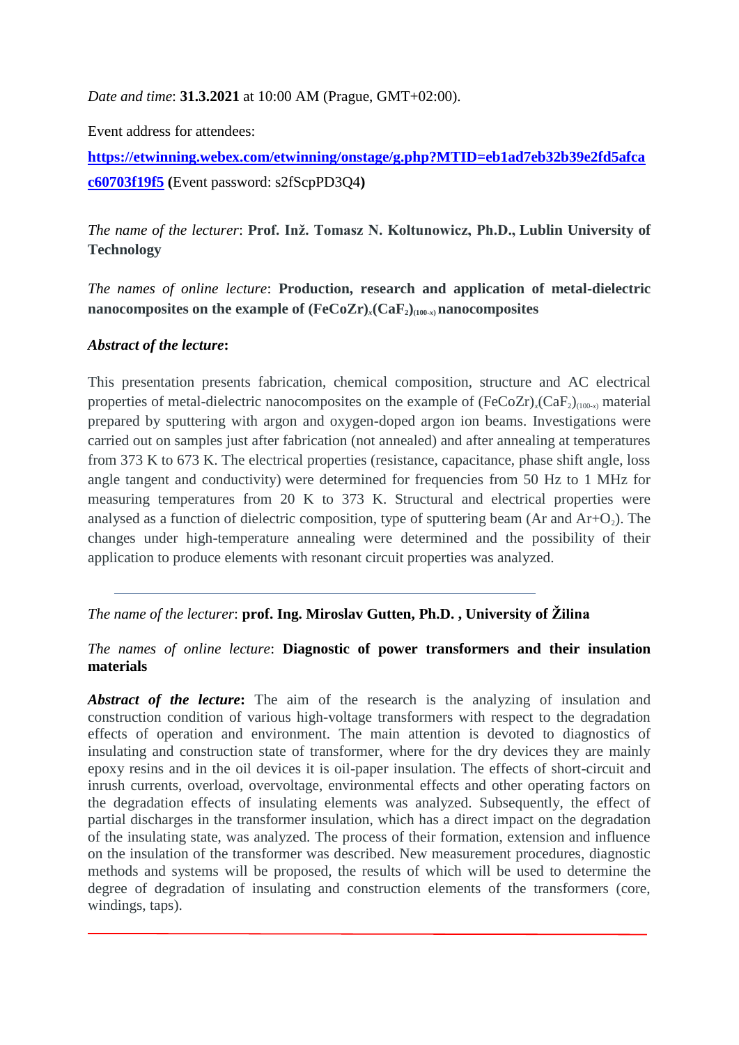*Date and time*: **31.3.2021** at 10:00 AM (Prague, GMT+02:00).

Event address for attendees:

**[https://etwinning.webex.com/etwinning/onstage/g.php?MTID=eb1ad7eb32b39e2fd5afcac60703f19f5](https://etwinning.webex.com/etwinning/onstage/g.php?MTID=eb1ad7eb32b39e2fd5afcac60703f19f5) (**Event password: s2fScpPD3Q4**)**

*The name of the lecturer*: **Prof. Inž. Tomasz N. Koltunowicz, Ph.D., Lublin University of Technology**

*The names of online lecture*: **Production, research and application of metal-dielectric nanocomposites on the example of $(FeCoZr)_x(CaF_2)_{(100-x)}$ nanocomposites**

***Abstract of the lecture*:**

This presentation presents fabrication, chemical composition, structure and AC electrical properties of metal-dielectric nanocomposites on the example of $(FeCoZr)_x(CaF_2)_{(100-x)}$ material prepared by sputtering with argon and oxygen-doped argon ion beams. Investigations were carried out on samples just after fabrication (not annealed) and after annealing at temperatures from 373 K to 673 K. The electrical properties (resistance, capacitance, phase shift angle, loss angle tangent and conductivity) were determined for frequencies from 50 Hz to 1 MHz for measuring temperatures from 20 K to 373 K. Structural and electrical properties were analysed as a function of dielectric composition, type of sputtering beam (Ar and $Ar+O_2$). The changes under high-temperature annealing were determined and the possibility of their application to produce elements with resonant circuit properties was analyzed.

---

*The name of the lecturer*: **prof. Ing. Miroslav Gutten, Ph.D. , University of Žilina**

*The names of online lecture*: **Diagnostic of power transformers and their insulation materials**

***Abstract of the lecture*:** The aim of the research is the analyzing of insulation and construction condition of various high-voltage transformers with respect to the degradation effects of operation and environment. The main attention is devoted to diagnostics of insulating and construction state of transformer, where for the dry devices they are mainly epoxy resins and in the oil devices it is oil-paper insulation. The effects of short-circuit and inrush currents, overload, overvoltage, environmental effects and other operating factors on the degradation effects of insulating elements was analyzed. Subsequently, the effect of partial discharges in the transformer insulation, which has a direct impact on the degradation of the insulating state, was analyzed. The process of their formation, extension and influence on the insulation of the transformer was described. New measurement procedures, diagnostic methods and systems will be proposed, the results of which will be used to determine the degree of degradation of insulating and construction elements of the transformers (core, windings, taps).

---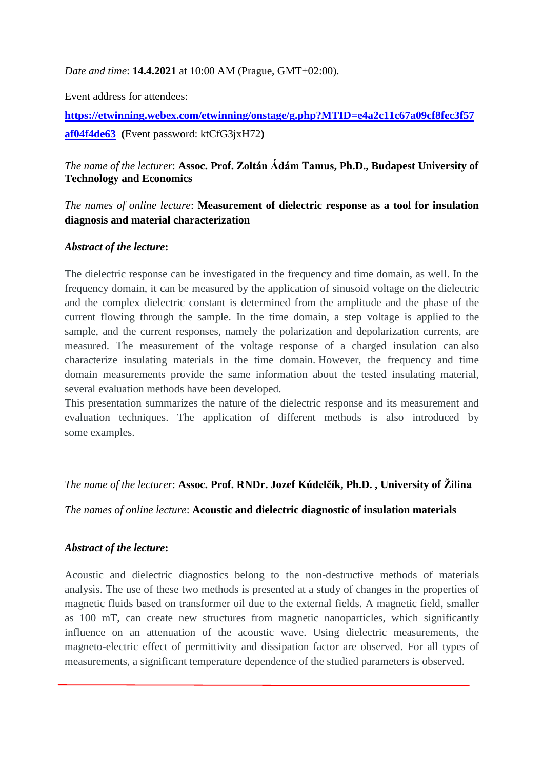*Date and time*: **14.4.2021** at 10:00 AM (Prague, GMT+02:00).

Event address for attendees:

**https://etwinning.webex.com/etwinning/onstage/g.php?MTID=e4a2c11c67a09cf8fec3f57af04f4de63** **(**Event password: ktCfG3jxH72**)**

*The name of the lecturer*: **Assoc. Prof. Zoltán Ádám Tamus, Ph.D., Budapest University of Technology and Economics**

*The names of online lecture*: **Measurement of dielectric response as a tool for insulation diagnosis and material characterization**

***Abstract of the lecture*:**

The dielectric response can be investigated in the frequency and time domain, as well. In the frequency domain, it can be measured by the application of sinusoid voltage on the dielectric and the complex dielectric constant is determined from the amplitude and the phase of the current flowing through the sample. In the time domain, a step voltage is applied to the sample, and the current responses, namely the polarization and depolarization currents, are measured. The measurement of the voltage response of a charged insulation can also characterize insulating materials in the time domain. However, the frequency and time domain measurements provide the same information about the tested insulating material, several evaluation methods have been developed.
This presentation summarizes the nature of the dielectric response and its measurement and evaluation techniques. The application of different methods is also introduced by some examples.

---

*The name of the lecturer*: **Assoc. Prof. RNDr. Jozef Kúdelčík, Ph.D. , University of Žilina**

*The names of online lecture*: **Acoustic and dielectric diagnostic of insulation materials**

***Abstract of the lecture*:**

Acoustic and dielectric diagnostics belong to the non-destructive methods of materials analysis. The use of these two methods is presented at a study of changes in the properties of magnetic fluids based on transformer oil due to the external fields. A magnetic field, smaller as 100 mT, can create new structures from magnetic nanoparticles, which significantly influence on an attenuation of the acoustic wave. Using dielectric measurements, the magneto-electric effect of permittivity and dissipation factor are observed. For all types of measurements, a significant temperature dependence of the studied parameters is observed.

---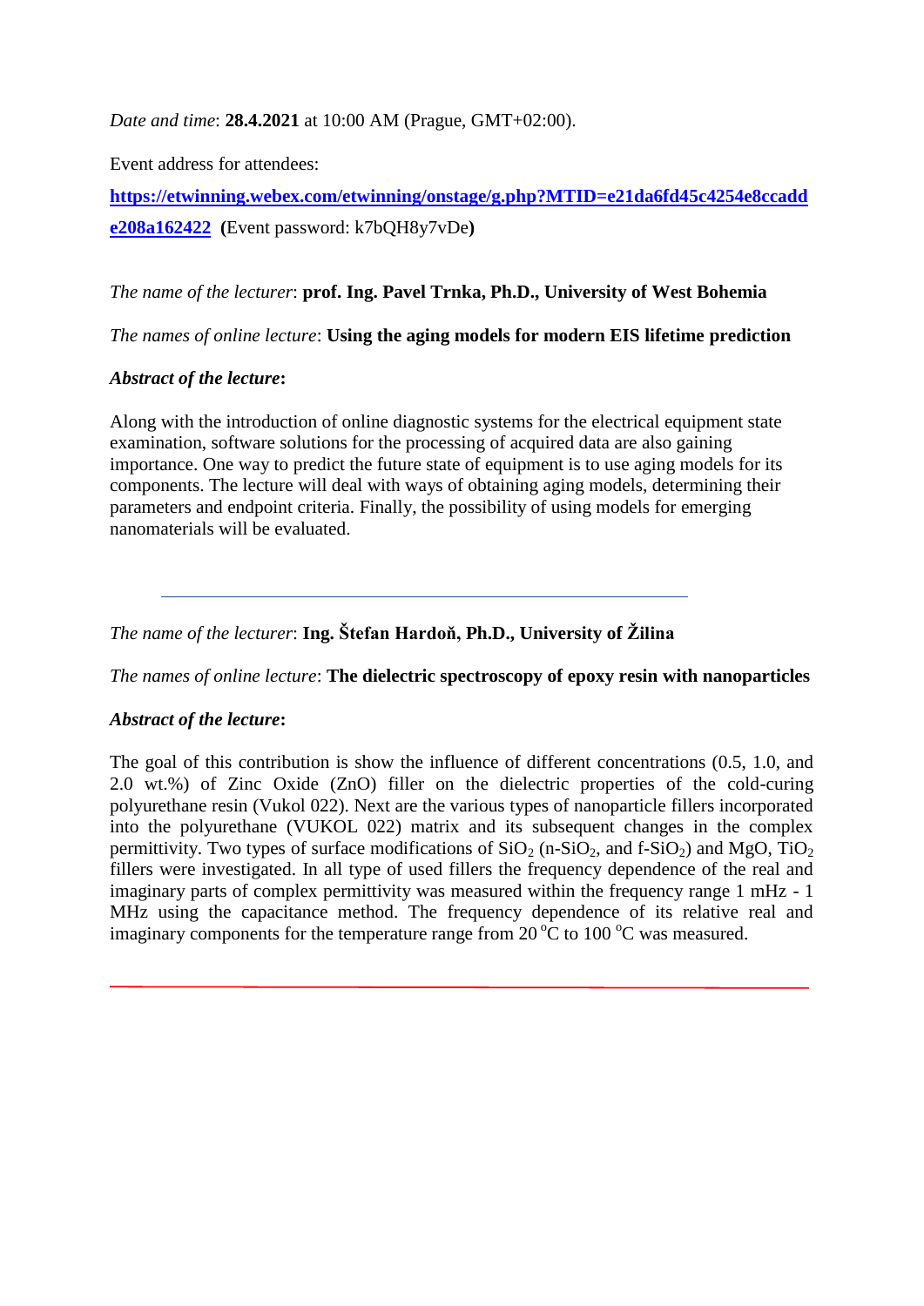*Date and time*: **28.4.2021** at 10:00 AM (Prague, GMT+02:00).

Event address for attendees:

**[https://etwinning.webex.com/etwinning/onstage/g.php?MTID=e21da6fd45c4254e8ccadde208a162422](https://etwinning.webex.com/etwinning/onstage/g.php?MTID=e21da6fd45c4254e8ccadde208a162422)** **(**Event password: k7bQH8y7vDe**)**

*The name of the lecturer*: **prof. Ing. Pavel Trnka, Ph.D., University of West Bohemia**

*The names of online lecture*: **Using the aging models for modern EIS lifetime prediction**

***Abstract of the lecture*:**

Along with the introduction of online diagnostic systems for the electrical equipment state examination, software solutions for the processing of acquired data are also gaining importance. One way to predict the future state of equipment is to use aging models for its components. The lecture will deal with ways of obtaining aging models, determining their parameters and endpoint criteria. Finally, the possibility of using models for emerging nanomaterials will be evaluated.

---

*The name of the lecturer*: **Ing. Štefan Hardoň, Ph.D., University of Žilina**

*The names of online lecture*: **The dielectric spectroscopy of epoxy resin with nanoparticles**

***Abstract of the lecture*:**

The goal of this contribution is show the influence of different concentrations (0.5, 1.0, and 2.0 wt.%) of Zinc Oxide (ZnO) filler on the dielectric properties of the cold-curing polyurethane resin (Vukol 022). Next are the various types of nanoparticle fillers incorporated into the polyurethane (VUKOL 022) matrix and its subsequent changes in the complex permittivity. Two types of surface modifications of $SiO_2$ (n-$SiO_2$, and f-$SiO_2$) and MgO, $TiO_2$ fillers were investigated. In all type of used fillers the frequency dependence of the real and imaginary parts of complex permittivity was measured within the frequency range 1 mHz - 1 MHz using the capacitance method. The frequency dependence of its relative real and imaginary components for the temperature range from 20 $^{o}$C to 100 $^{o}$C was measured.

---